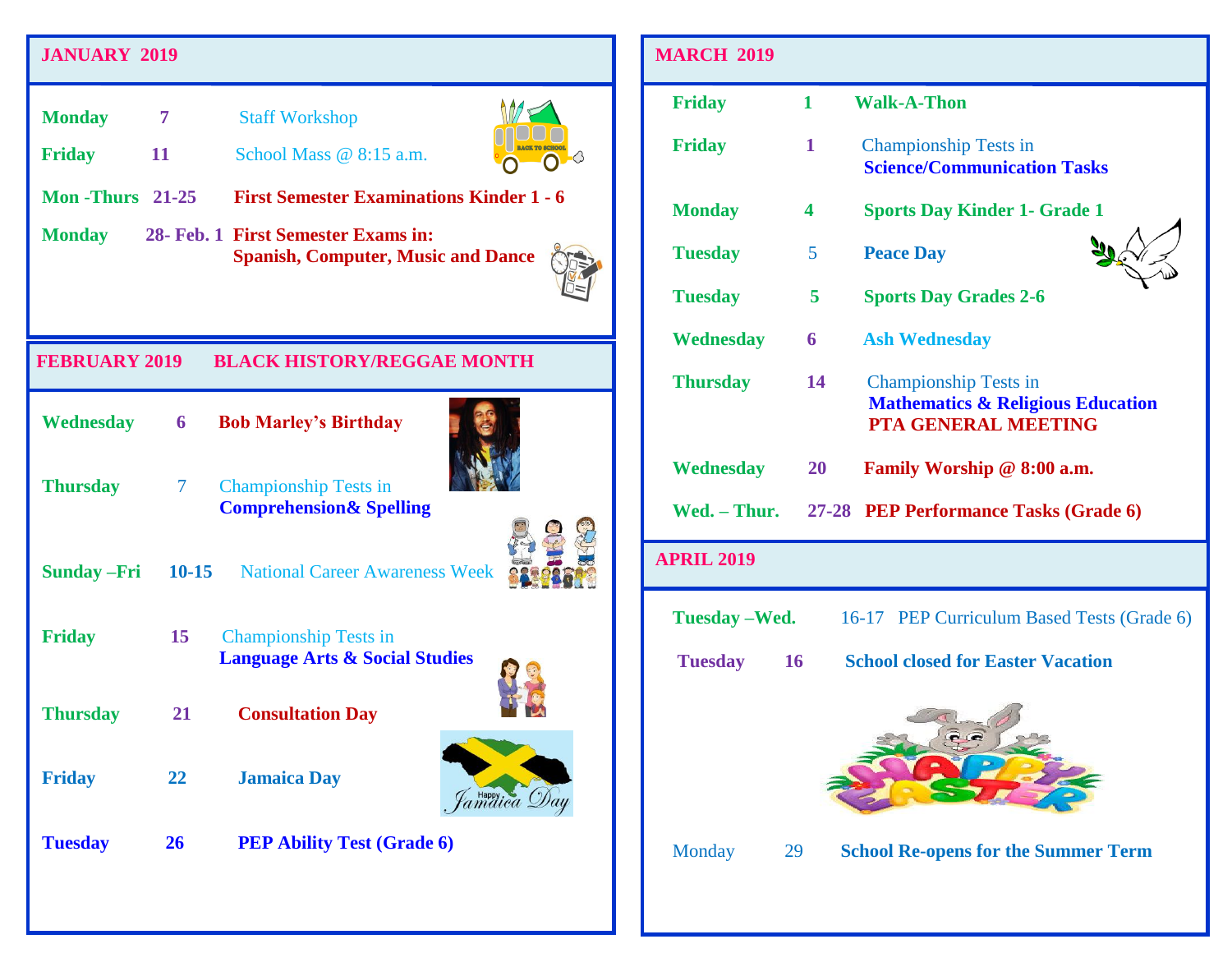## JANUARY 2019

| Day | Date | Event |
|---|---|---|
| **Monday** | **7** | Staff Workshop |
| **Friday** | **11** | School Mass @ 8:15 a.m. |
| **Mon -Thurs** | **21-25** | **First Semester Examinations Kinder 1 - 6** |
| **Monday** | **28- Feb. 1** | **First Semester Exams in: Spanish, Computer, Music and Dance** |

## FEBRUARY 2019 BLACK HISTORY/REGGAE MONTH

| Day | Date | Event |
|---|---|---|
| **Wednesday** | **6** | **Bob Marley's Birthday** |
| **Thursday** | 7 | Championship Tests in **Comprehension& Spelling** |
| **Sunday –Fri** | **10-15** | National Career Awareness Week |
| **Friday** | **15** | Championship Tests in **Language Arts & Social Studies** |
| **Thursday** | **21** | **Consultation Day** |
| **Friday** | **22** | **Jamaica Day** |
| **Tuesday** | **26** | **PEP Ability Test (Grade 6)** |

## MARCH 2019

| Day | Date | Event |
|---|---|---|
| **Friday** | **1** | **Walk-A-Thon** |
| **Friday** | **1** | Championship Tests in **Science/Communication Tasks** |
| **Monday** | **4** | **Sports Day Kinder 1- Grade 1** |
| **Tuesday** | 5 | **Peace Day** |
| **Tuesday** | **5** | **Sports Day Grades 2-6** |
| **Wednesday** | **6** | **Ash Wednesday** |
| **Thursday** | **14** | Championship Tests in **Mathematics & Religious Education** **PTA GENERAL MEETING** |
| **Wednesday** | **20** | **Family Worship @ 8:00 a.m.** |
| **Wed. – Thur.** | **27-28** | **PEP Performance Tasks (Grade 6)** |

## APRIL 2019

| Day | Date | Event |
|---|---|---|
| **Tuesday –Wed.** | 16-17 | PEP Curriculum Based Tests (Grade 6) |
| **Tuesday** | **16** | **School closed for Easter Vacation** |
| Monday | 29 | **School Re-opens for the Summer Term** |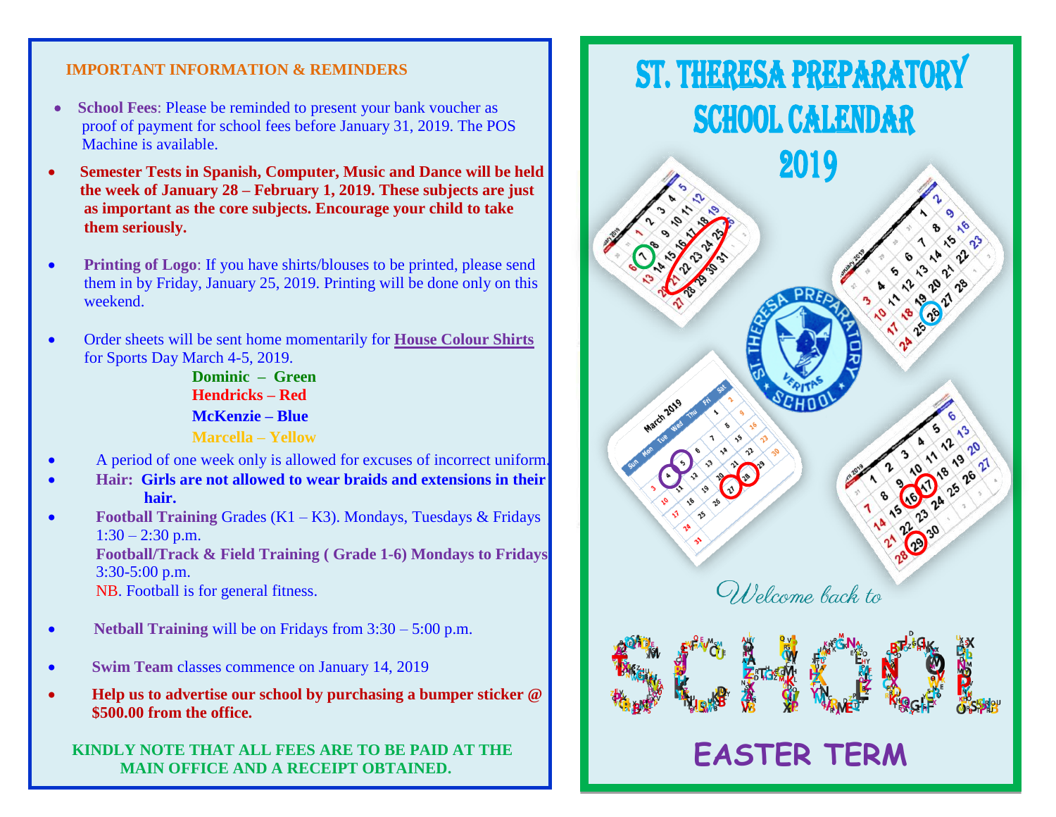**IMPORTANT INFORMATION & REMINDERS**

- **School Fees**: Please be reminded to present your bank voucher as proof of payment for school fees before January 31, 2019. The POS Machine is available.
- **Semester Tests in Spanish, Computer, Music and Dance will be held the week of January 28 – February 1, 2019. These subjects are just as important as the core subjects. Encourage your child to take them seriously.**
- **Printing of Logo**: If you have shirts/blouses to be printed, please send them in by Friday, January 25, 2019. Printing will be done only on this weekend.
- Order sheets will be sent home momentarily for **House Colour Shirts** for Sports Day March 4-5, 2019.

  **Dominic – Green**
  **Hendricks – Red**
  **McKenzie – Blue**
  **Marcella – Yellow**

- A period of one week only is allowed for excuses of incorrect uniform.
- **Hair: Girls are not allowed to wear braids and extensions in their hair.**
- **Football Training** Grades (K1 – K3). Mondays, Tuesdays & Fridays 1:30 – 2:30 p.m.
  **Football/Track & Field Training ( Grade 1-6) Mondays to Fridays** 3:30-5:00 p.m.
  NB. Football is for general fitness.
- **Netball Training** will be on Fridays from 3:30 – 5:00 p.m.
- **Swim Team** classes commence on January 14, 2019
- **Help us to advertise our school by purchasing a bumper sticker @ $500.00 from the office.**

**KINDLY NOTE THAT ALL FEES ARE TO BE PAID AT THE MAIN OFFICE AND A RECEIPT OBTAINED.**

# ST. THERESA PREPARATORY SCHOOL CALENDAR 2019

ST. THERESA PREPARATORY SCHOOL
VERITAS

*Welcome back to*

SCHOOL

## EASTER TERM